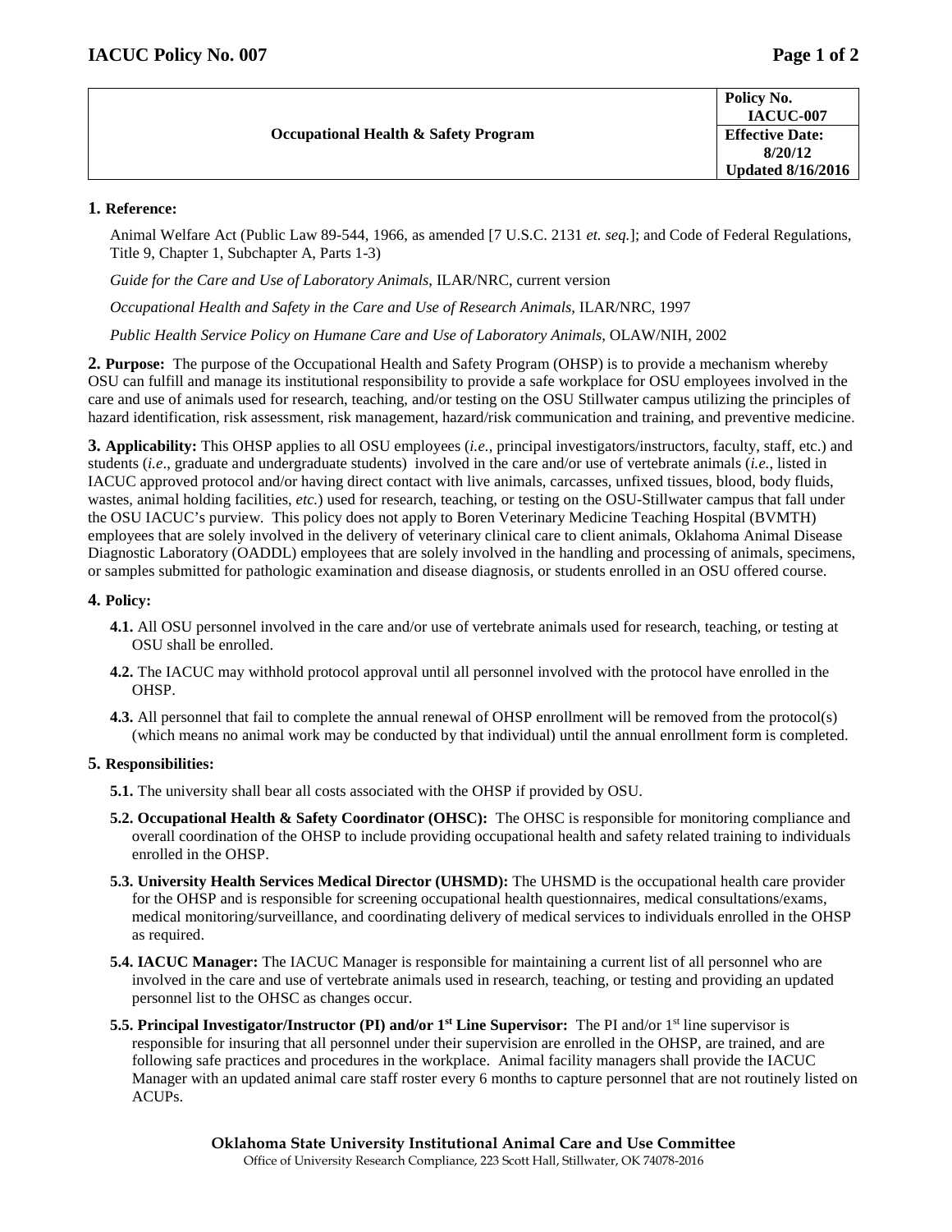| Occupational Health & Safety Program | Policy No. IACUC-007 |
|---|---|
| | Effective Date: 8/20/12 Updated 8/16/2016 |

**1. Reference:**

Animal Welfare Act (Public Law 89-544, 1966, as amended [7 U.S.C. 2131 *et. seq.*]; and Code of Federal Regulations, Title 9, Chapter 1, Subchapter A, Parts 1-3)

*Guide for the Care and Use of Laboratory Animals*, ILAR/NRC, current version

*Occupational Health and Safety in the Care and Use of Research Animals*, ILAR/NRC, 1997

*Public Health Service Policy on Humane Care and Use of Laboratory Animals*, OLAW/NIH, 2002

**2. Purpose:** The purpose of the Occupational Health and Safety Program (OHSP) is to provide a mechanism whereby OSU can fulfill and manage its institutional responsibility to provide a safe workplace for OSU employees involved in the care and use of animals used for research, teaching, and/or testing on the OSU Stillwater campus utilizing the principles of hazard identification, risk assessment, risk management, hazard/risk communication and training, and preventive medicine.

**3. Applicability:** This OHSP applies to all OSU employees (*i.e.*, principal investigators/instructors, faculty, staff, etc.) and students (*i.e*., graduate and undergraduate students) involved in the care and/or use of vertebrate animals (*i.e.*, listed in IACUC approved protocol and/or having direct contact with live animals, carcasses, unfixed tissues, blood, body fluids, wastes, animal holding facilities, *etc.*) used for research, teaching, or testing on the OSU-Stillwater campus that fall under the OSU IACUC's purview. This policy does not apply to Boren Veterinary Medicine Teaching Hospital (BVMTH) employees that are solely involved in the delivery of veterinary clinical care to client animals, Oklahoma Animal Disease Diagnostic Laboratory (OADDL) employees that are solely involved in the handling and processing of animals, specimens, or samples submitted for pathologic examination and disease diagnosis, or students enrolled in an OSU offered course.

**4. Policy:**

**4.1.** All OSU personnel involved in the care and/or use of vertebrate animals used for research, teaching, or testing at OSU shall be enrolled.

**4.2.** The IACUC may withhold protocol approval until all personnel involved with the protocol have enrolled in the OHSP.

**4.3.** All personnel that fail to complete the annual renewal of OHSP enrollment will be removed from the protocol(s) (which means no animal work may be conducted by that individual) until the annual enrollment form is completed.

**5. Responsibilities:**

**5.1.** The university shall bear all costs associated with the OHSP if provided by OSU.

**5.2. Occupational Health & Safety Coordinator (OHSC):** The OHSC is responsible for monitoring compliance and overall coordination of the OHSP to include providing occupational health and safety related training to individuals enrolled in the OHSP.

**5.3. University Health Services Medical Director (UHSMD):** The UHSMD is the occupational health care provider for the OHSP and is responsible for screening occupational health questionnaires, medical consultations/exams, medical monitoring/surveillance, and coordinating delivery of medical services to individuals enrolled in the OHSP as required.

**5.4. IACUC Manager:** The IACUC Manager is responsible for maintaining a current list of all personnel who are involved in the care and use of vertebrate animals used in research, teaching, or testing and providing an updated personnel list to the OHSC as changes occur.

**5.5. Principal Investigator/Instructor (PI) and/or 1st Line Supervisor:** The PI and/or 1st line supervisor is responsible for insuring that all personnel under their supervision are enrolled in the OHSP, are trained, and are following safe practices and procedures in the workplace. Animal facility managers shall provide the IACUC Manager with an updated animal care staff roster every 6 months to capture personnel that are not routinely listed on ACUPs.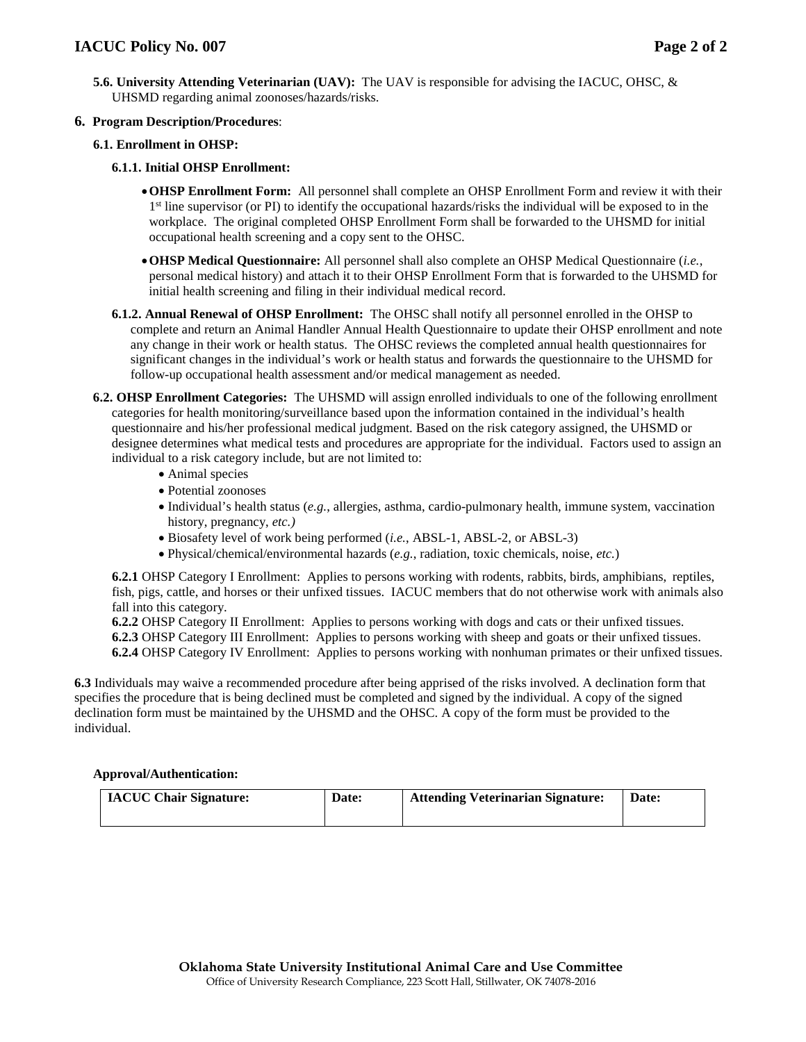**5.6. University Attending Veterinarian (UAV):** The UAV is responsible for advising the IACUC, OHSC, & UHSMD regarding animal zoonoses/hazards/risks.

## 6. Program Description/Procedures:

### 6.1. Enrollment in OHSP:

#### 6.1.1. Initial OHSP Enrollment:

- **OHSP Enrollment Form:** All personnel shall complete an OHSP Enrollment Form and review it with their 1st line supervisor (or PI) to identify the occupational hazards/risks the individual will be exposed to in the workplace. The original completed OHSP Enrollment Form shall be forwarded to the UHSMD for initial occupational health screening and a copy sent to the OHSC.
- **OHSP Medical Questionnaire:** All personnel shall also complete an OHSP Medical Questionnaire (*i.e.*, personal medical history) and attach it to their OHSP Enrollment Form that is forwarded to the UHSMD for initial health screening and filing in their individual medical record.

**6.1.2. Annual Renewal of OHSP Enrollment:** The OHSC shall notify all personnel enrolled in the OHSP to complete and return an Animal Handler Annual Health Questionnaire to update their OHSP enrollment and note any change in their work or health status. The OHSC reviews the completed annual health questionnaires for significant changes in the individual's work or health status and forwards the questionnaire to the UHSMD for follow-up occupational health assessment and/or medical management as needed.

**6.2. OHSP Enrollment Categories:** The UHSMD will assign enrolled individuals to one of the following enrollment categories for health monitoring/surveillance based upon the information contained in the individual's health questionnaire and his/her professional medical judgment. Based on the risk category assigned, the UHSMD or designee determines what medical tests and procedures are appropriate for the individual. Factors used to assign an individual to a risk category include, but are not limited to:

- Animal species
- Potential zoonoses
- Individual's health status (*e.g.*, allergies, asthma, cardio-pulmonary health, immune system, vaccination history, pregnancy, *etc.)*
- Biosafety level of work being performed (*i.e.*, ABSL-1, ABSL-2, or ABSL-3)
- Physical/chemical/environmental hazards (*e.g.*, radiation, toxic chemicals, noise, *etc.*)

**6.2.1** OHSP Category I Enrollment: Applies to persons working with rodents, rabbits, birds, amphibians, reptiles, fish, pigs, cattle, and horses or their unfixed tissues. IACUC members that do not otherwise work with animals also fall into this category.
**6.2.2** OHSP Category II Enrollment: Applies to persons working with dogs and cats or their unfixed tissues.
**6.2.3** OHSP Category III Enrollment: Applies to persons working with sheep and goats or their unfixed tissues.
**6.2.4** OHSP Category IV Enrollment: Applies to persons working with nonhuman primates or their unfixed tissues.

**6.3** Individuals may waive a recommended procedure after being apprised of the risks involved. A declination form that specifies the procedure that is being declined must be completed and signed by the individual. A copy of the signed declination form must be maintained by the UHSMD and the OHSC. A copy of the form must be provided to the individual.

**Approval/Authentication:**

| IACUC Chair Signature: | Date: | Attending Veterinarian Signature: | Date: |
|---|---|---|---|
| | | | |

**Oklahoma State University Institutional Animal Care and Use Committee**
Office of University Research Compliance, 223 Scott Hall, Stillwater, OK 74078-2016